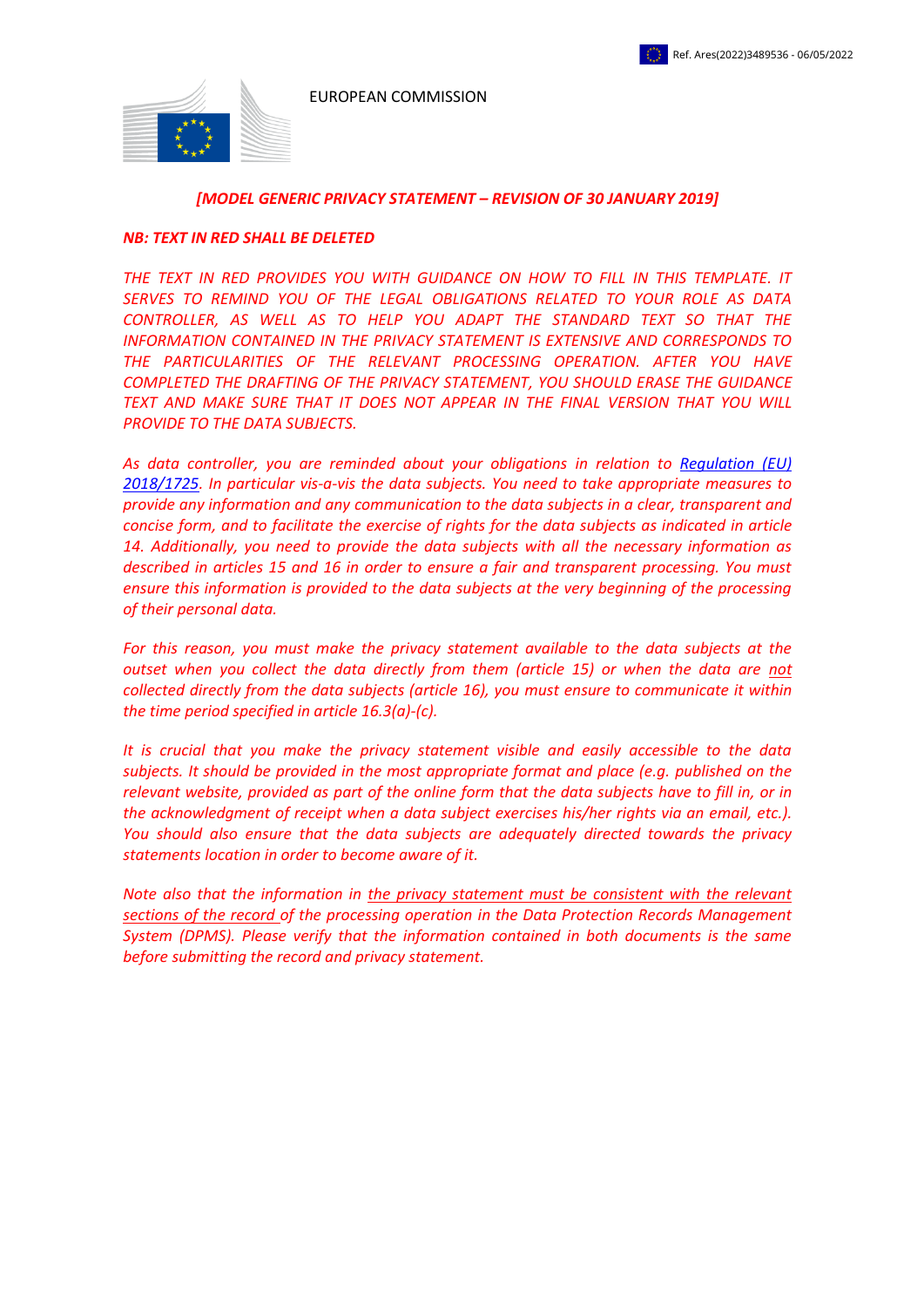Ref. Ares(2022)3489536 - 06/05/2022

EUROPEAN COMMISSION

***[MODEL GENERIC PRIVACY STATEMENT – REVISION OF 30 JANUARY 2019]***

***NB: TEXT IN RED SHALL BE DELETED***

*THE TEXT IN RED PROVIDES YOU WITH GUIDANCE ON HOW TO FILL IN THIS TEMPLATE. IT SERVES TO REMIND YOU OF THE LEGAL OBLIGATIONS RELATED TO YOUR ROLE AS DATA CONTROLLER, AS WELL AS TO HELP YOU ADAPT THE STANDARD TEXT SO THAT THE INFORMATION CONTAINED IN THE PRIVACY STATEMENT IS EXTENSIVE AND CORRESPONDS TO THE PARTICULARITIES OF THE RELEVANT PROCESSING OPERATION. AFTER YOU HAVE COMPLETED THE DRAFTING OF THE PRIVACY STATEMENT, YOU SHOULD ERASE THE GUIDANCE TEXT AND MAKE SURE THAT IT DOES NOT APPEAR IN THE FINAL VERSION THAT YOU WILL PROVIDE TO THE DATA SUBJECTS.*

*As data controller, you are reminded about your obligations in relation to Regulation (EU) 2018/1725. In particular vis-a-vis the data subjects. You need to take appropriate measures to provide any information and any communication to the data subjects in a clear, transparent and concise form, and to facilitate the exercise of rights for the data subjects as indicated in article 14. Additionally, you need to provide the data subjects with all the necessary information as described in articles 15 and 16 in order to ensure a fair and transparent processing. You must ensure this information is provided to the data subjects at the very beginning of the processing of their personal data.*

*For this reason, you must make the privacy statement available to the data subjects at the outset when you collect the data directly from them (article 15) or when the data are not collected directly from the data subjects (article 16), you must ensure to communicate it within the time period specified in article 16.3(a)-(c).*

*It is crucial that you make the privacy statement visible and easily accessible to the data subjects. It should be provided in the most appropriate format and place (e.g. published on the relevant website, provided as part of the online form that the data subjects have to fill in, or in the acknowledgment of receipt when a data subject exercises his/her rights via an email, etc.). You should also ensure that the data subjects are adequately directed towards the privacy statements location in order to become aware of it.*

*Note also that the information in the privacy statement must be consistent with the relevant sections of the record of the processing operation in the Data Protection Records Management System (DPMS). Please verify that the information contained in both documents is the same before submitting the record and privacy statement.*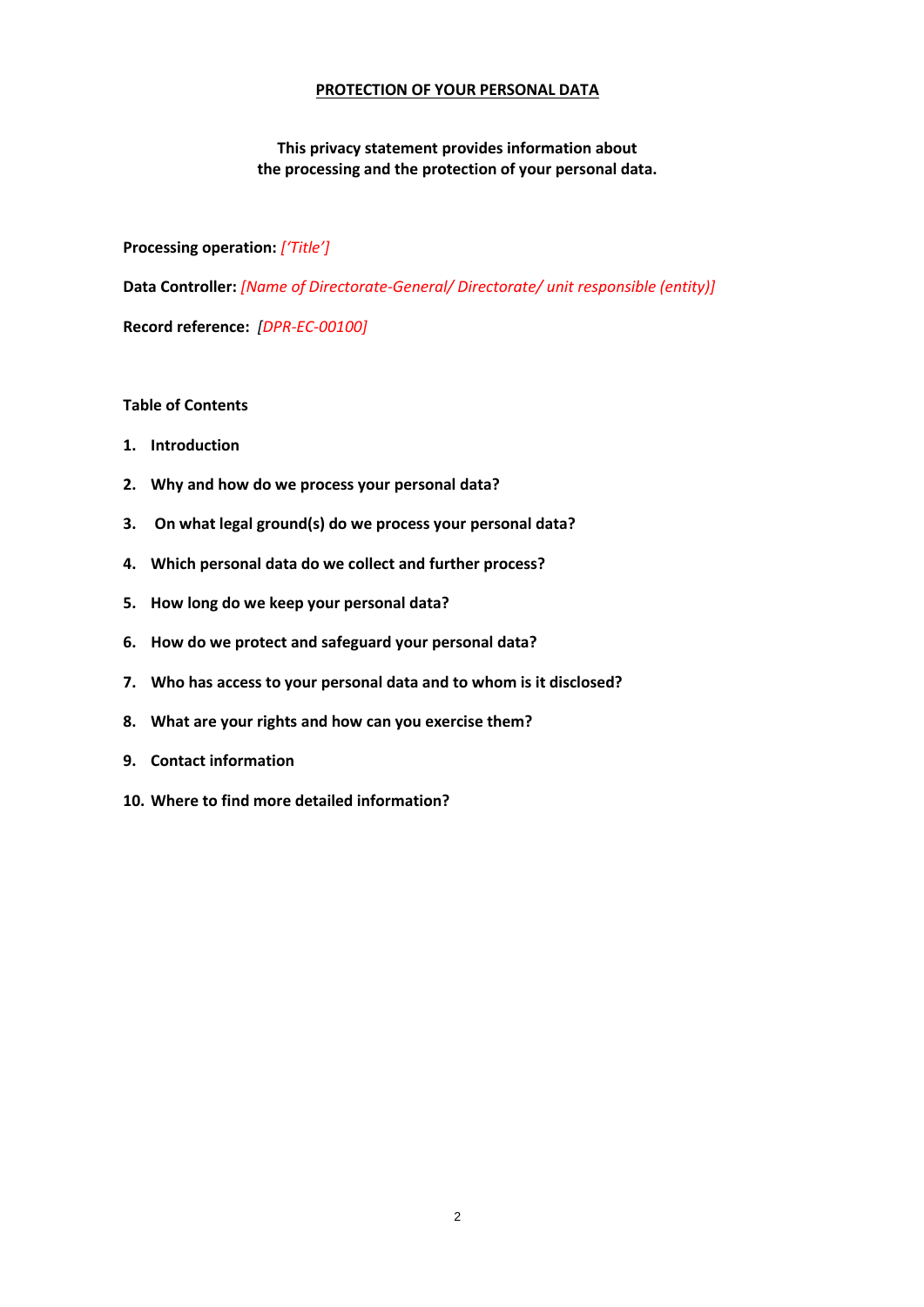# PROTECTION OF YOUR PERSONAL DATA

**This privacy statement provides information about the processing and the protection of your personal data.**

**Processing operation:** *['Title']*

**Data Controller:** *[Name of Directorate-General/ Directorate/ unit responsible (entity)]*

**Record reference:** *[DPR-EC-00100]*

**Table of Contents**

1. **Introduction**
2. **Why and how do we process your personal data?**
3. **On what legal ground(s) do we process your personal data?**
4. **Which personal data do we collect and further process?**
5. **How long do we keep your personal data?**
6. **How do we protect and safeguard your personal data?**
7. **Who has access to your personal data and to whom is it disclosed?**
8. **What are your rights and how can you exercise them?**
9. **Contact information**
10. **Where to find more detailed information?**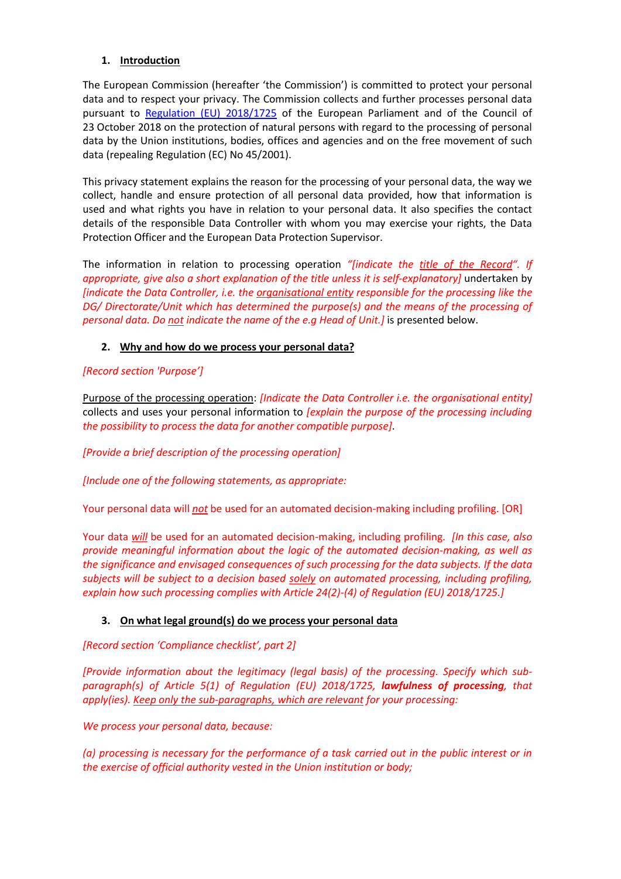## 1. Introduction

The European Commission (hereafter 'the Commission') is committed to protect your personal data and to respect your privacy. The Commission collects and further processes personal data pursuant to Regulation (EU) 2018/1725 of the European Parliament and of the Council of 23 October 2018 on the protection of natural persons with regard to the processing of personal data by the Union institutions, bodies, offices and agencies and on the free movement of such data (repealing Regulation (EC) No 45/2001).

This privacy statement explains the reason for the processing of your personal data, the way we collect, handle and ensure protection of all personal data provided, how that information is used and what rights you have in relation to your personal data. It also specifies the contact details of the responsible Data Controller with whom you may exercise your rights, the Data Protection Officer and the European Data Protection Supervisor.

The information in relation to processing operation *"[indicate the title of the Record". If appropriate, give also a short explanation of the title unless it is self-explanatory]* undertaken by *[indicate the Data Controller, i.e. the organisational entity responsible for the processing like the DG/ Directorate/Unit which has determined the purpose(s) and the means of the processing of personal data. Do not indicate the name of the e.g Head of Unit.]* is presented below.

## 2. Why and how do we process your personal data?

*[Record section 'Purpose']*

Purpose of the processing operation: *[Indicate the Data Controller i.e. the organisational entity]* collects and uses your personal information to *[explain the purpose of the processing including the possibility to process the data for another compatible purpose]*.

*[Provide a brief description of the processing operation]*

*[Include one of the following statements, as appropriate:*

Your personal data will ***not*** be used for an automated decision-making including profiling. [OR]

Your data ***will*** be used for an automated decision-making, including profiling. *[In this case, also provide meaningful information about the logic of the automated decision-making, as well as the significance and envisaged consequences of such processing for the data subjects. If the data subjects will be subject to a decision based solely on automated processing, including profiling, explain how such processing complies with Article 24(2)-(4) of Regulation (EU) 2018/1725.]*

## 3. On what legal ground(s) do we process your personal data

*[Record section 'Compliance checklist', part 2]*

*[Provide information about the legitimacy (legal basis) of the processing. Specify which sub-paragraph(s) of Article 5(1) of Regulation (EU) 2018/1725, **lawfulness of processing**, that apply(ies). Keep only the sub-paragraphs, which are relevant for your processing:*

*We process your personal data, because:*

*(a) processing is necessary for the performance of a task carried out in the public interest or in the exercise of official authority vested in the Union institution or body;*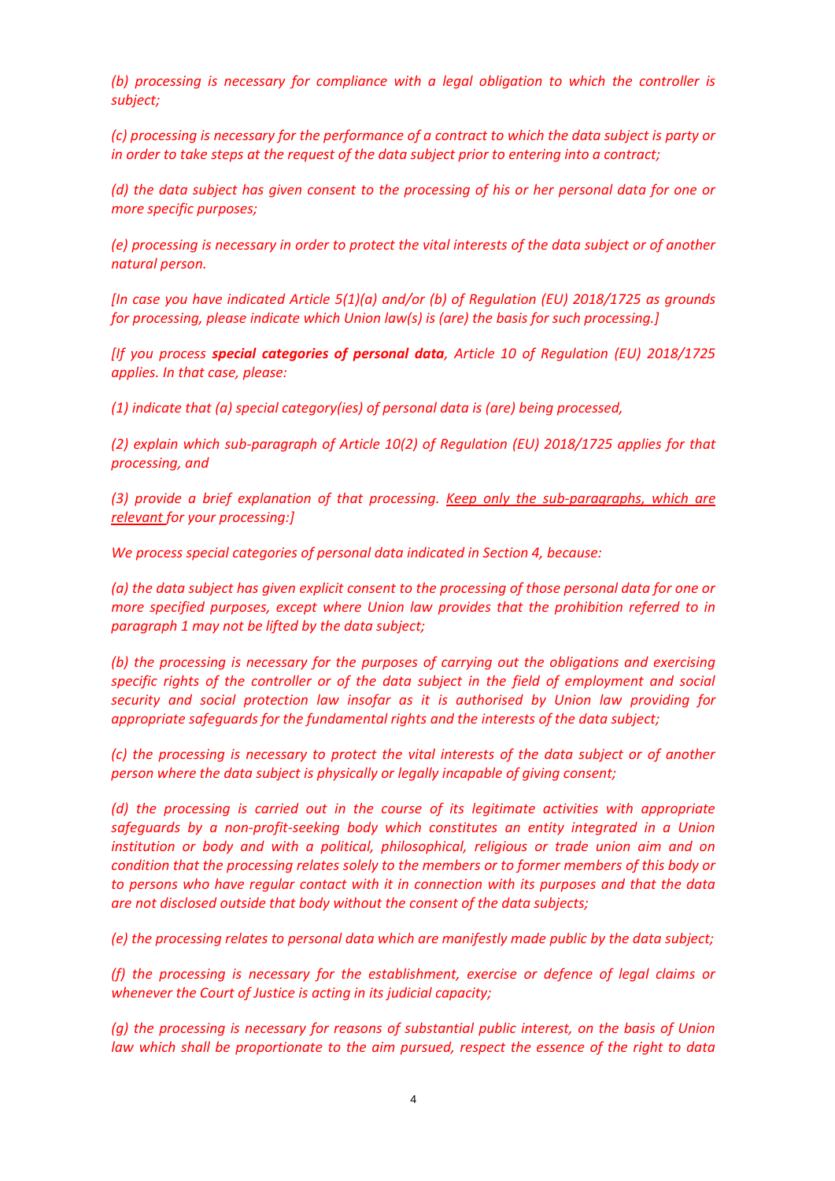*(b) processing is necessary for compliance with a legal obligation to which the controller is subject;*

*(c) processing is necessary for the performance of a contract to which the data subject is party or in order to take steps at the request of the data subject prior to entering into a contract;*

*(d) the data subject has given consent to the processing of his or her personal data for one or more specific purposes;*

*(e) processing is necessary in order to protect the vital interests of the data subject or of another natural person.*

*[In case you have indicated Article 5(1)(a) and/or (b) of Regulation (EU) 2018/1725 as grounds for processing, please indicate which Union law(s) is (are) the basis for such processing.]*

*[If you process **special categories of personal data**, Article 10 of Regulation (EU) 2018/1725 applies. In that case, please:*

*(1) indicate that (a) special category(ies) of personal data is (are) being processed,*

*(2) explain which sub-paragraph of Article 10(2) of Regulation (EU) 2018/1725 applies for that processing, and*

*(3) provide a brief explanation of that processing. <u>Keep only the sub-paragraphs, which are relevant</u> for your processing:]*

*We process special categories of personal data indicated in Section 4, because:*

*(a) the data subject has given explicit consent to the processing of those personal data for one or more specified purposes, except where Union law provides that the prohibition referred to in paragraph 1 may not be lifted by the data subject;*

*(b) the processing is necessary for the purposes of carrying out the obligations and exercising specific rights of the controller or of the data subject in the field of employment and social security and social protection law insofar as it is authorised by Union law providing for appropriate safeguards for the fundamental rights and the interests of the data subject;*

*(c) the processing is necessary to protect the vital interests of the data subject or of another person where the data subject is physically or legally incapable of giving consent;*

*(d) the processing is carried out in the course of its legitimate activities with appropriate safeguards by a non-profit-seeking body which constitutes an entity integrated in a Union institution or body and with a political, philosophical, religious or trade union aim and on condition that the processing relates solely to the members or to former members of this body or to persons who have regular contact with it in connection with its purposes and that the data are not disclosed outside that body without the consent of the data subjects;*

*(e) the processing relates to personal data which are manifestly made public by the data subject;*

*(f) the processing is necessary for the establishment, exercise or defence of legal claims or whenever the Court of Justice is acting in its judicial capacity;*

*(g) the processing is necessary for reasons of substantial public interest, on the basis of Union law which shall be proportionate to the aim pursued, respect the essence of the right to data*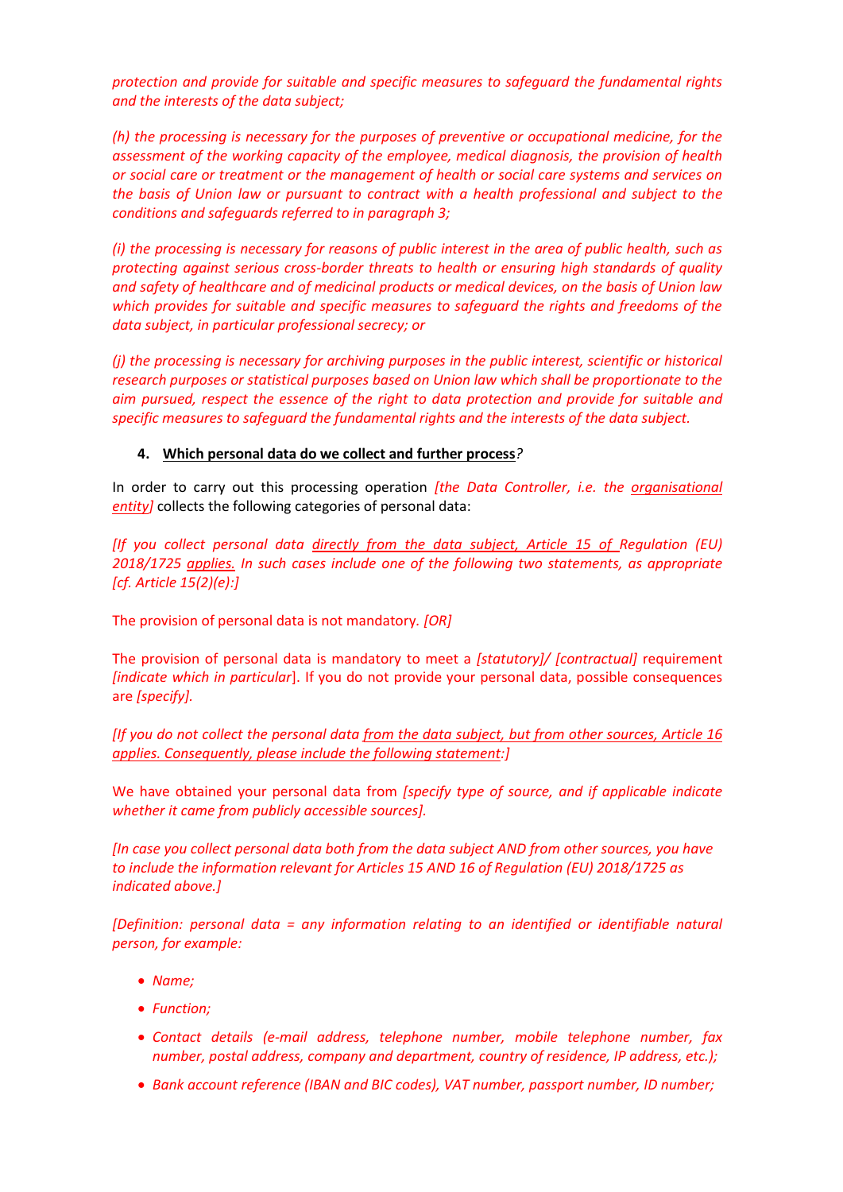*protection and provide for suitable and specific measures to safeguard the fundamental rights and the interests of the data subject;*

*(h) the processing is necessary for the purposes of preventive or occupational medicine, for the assessment of the working capacity of the employee, medical diagnosis, the provision of health or social care or treatment or the management of health or social care systems and services on the basis of Union law or pursuant to contract with a health professional and subject to the conditions and safeguards referred to in paragraph 3;*

*(i) the processing is necessary for reasons of public interest in the area of public health, such as protecting against serious cross-border threats to health or ensuring high standards of quality and safety of healthcare and of medicinal products or medical devices, on the basis of Union law which provides for suitable and specific measures to safeguard the rights and freedoms of the data subject, in particular professional secrecy; or*

*(j) the processing is necessary for archiving purposes in the public interest, scientific or historical research purposes or statistical purposes based on Union law which shall be proportionate to the aim pursued, respect the essence of the right to data protection and provide for suitable and specific measures to safeguard the fundamental rights and the interests of the data subject.*

4. **Which personal data do we collect and further process?**

In order to carry out this processing operation *[the Data Controller, i.e. the organisational entity]* collects the following categories of personal data:

*[If you collect personal data directly from the data subject, Article 15 of Regulation (EU) 2018/1725 applies. In such cases include one of the following two statements, as appropriate [cf. Article 15(2)(e):]*

The provision of personal data is not mandatory. *[OR]*

The provision of personal data is mandatory to meet a *[statutory]/ [contractual]* requirement *[indicate which in particular]*. If you do not provide your personal data, possible consequences are *[specify].*

*[If you do not collect the personal data from the data subject, but from other sources, Article 16 applies. Consequently, please include the following statement:]*

We have obtained your personal data from *[specify type of source, and if applicable indicate whether it came from publicly accessible sources].*

*[In case you collect personal data both from the data subject AND from other sources, you have to include the information relevant for Articles 15 AND 16 of Regulation (EU) 2018/1725 as indicated above.]*

*[Definition: personal data = any information relating to an identified or identifiable natural person, for example:*

- *Name;*
- *Function;*
- *Contact details (e-mail address, telephone number, mobile telephone number, fax number, postal address, company and department, country of residence, IP address, etc.);*
- *Bank account reference (IBAN and BIC codes), VAT number, passport number, ID number;*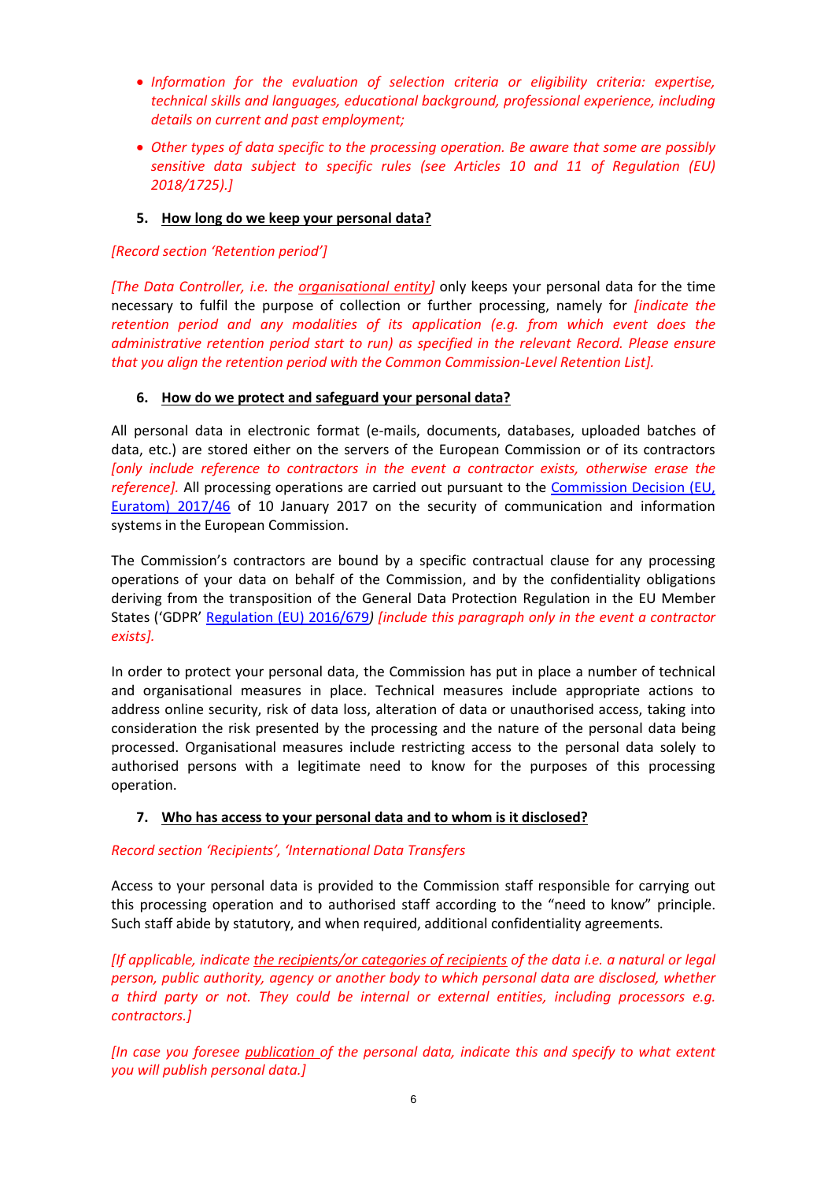- *Information for the evaluation of selection criteria or eligibility criteria: expertise, technical skills and languages, educational background, professional experience, including details on current and past employment;*
- *Other types of data specific to the processing operation. Be aware that some are possibly sensitive data subject to specific rules (see Articles 10 and 11 of Regulation (EU) 2018/1725).]*

### 5. How long do we keep your personal data?

*[Record section 'Retention period']*

*[The Data Controller, i.e. the organisational entity]* only keeps your personal data for the time necessary to fulfil the purpose of collection or further processing, namely for *[indicate the retention period and any modalities of its application (e.g. from which event does the administrative retention period start to run) as specified in the relevant Record. Please ensure that you align the retention period with the Common Commission-Level Retention List].*

### 6. How do we protect and safeguard your personal data?

All personal data in electronic format (e-mails, documents, databases, uploaded batches of data, etc.) are stored either on the servers of the European Commission or of its contractors *[only include reference to contractors in the event a contractor exists, otherwise erase the reference].* All processing operations are carried out pursuant to the Commission Decision (EU, Euratom) 2017/46 of 10 January 2017 on the security of communication and information systems in the European Commission.

The Commission's contractors are bound by a specific contractual clause for any processing operations of your data on behalf of the Commission, and by the confidentiality obligations deriving from the transposition of the General Data Protection Regulation in the EU Member States ('GDPR' Regulation (EU) 2016/679*) [include this paragraph only in the event a contractor exists].*

In order to protect your personal data, the Commission has put in place a number of technical and organisational measures in place. Technical measures include appropriate actions to address online security, risk of data loss, alteration of data or unauthorised access, taking into consideration the risk presented by the processing and the nature of the personal data being processed. Organisational measures include restricting access to the personal data solely to authorised persons with a legitimate need to know for the purposes of this processing operation.

### 7. Who has access to your personal data and to whom is it disclosed?

*Record section 'Recipients', 'International Data Transfers*

Access to your personal data is provided to the Commission staff responsible for carrying out this processing operation and to authorised staff according to the "need to know" principle. Such staff abide by statutory, and when required, additional confidentiality agreements.

*[If applicable, indicate the recipients/or categories of recipients of the data i.e. a natural or legal person, public authority, agency or another body to which personal data are disclosed, whether a third party or not. They could be internal or external entities, including processors e.g. contractors.]*

*[In case you foresee publication of the personal data, indicate this and specify to what extent you will publish personal data.]*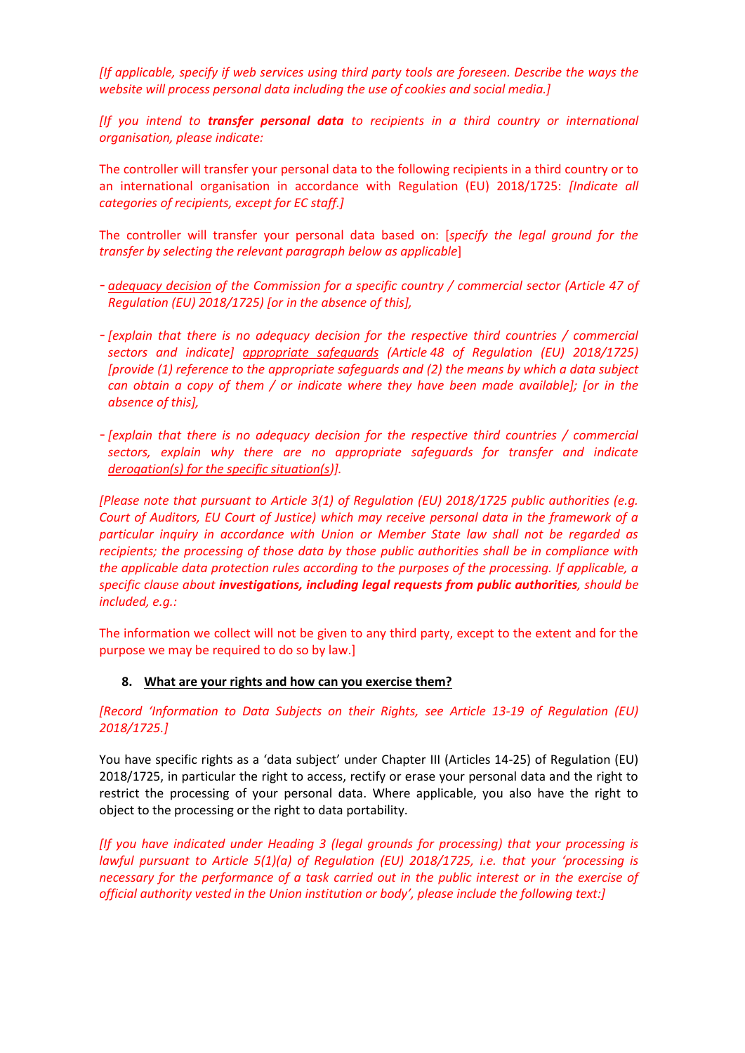*[If applicable, specify if web services using third party tools are foreseen. Describe the ways the website will process personal data including the use of cookies and social media.]*

*[If you intend to* ***transfer personal data*** *to recipients in a third country or international organisation, please indicate:*

The controller will transfer your personal data to the following recipients in a third country or to an international organisation in accordance with Regulation (EU) 2018/1725: *[Indicate all categories of recipients, except for EC staff.]*

The controller will transfer your personal data based on: [*specify the legal ground for the transfer by selecting the relevant paragraph below as applicable*]

- *adequacy decision of the Commission for a specific country / commercial sector (Article 47 of Regulation (EU) 2018/1725) [or in the absence of this],*
- *[explain that there is no adequacy decision for the respective third countries / commercial sectors and indicate] appropriate safeguards (Article 48 of Regulation (EU) 2018/1725) [provide (1) reference to the appropriate safeguards and (2) the means by which a data subject can obtain a copy of them / or indicate where they have been made available]; [or in the absence of this],*
- *[explain that there is no adequacy decision for the respective third countries / commercial sectors, explain why there are no appropriate safeguards for transfer and indicate derogation(s) for the specific situation(s)].*

*[Please note that pursuant to Article 3(1) of Regulation (EU) 2018/1725 public authorities (e.g. Court of Auditors, EU Court of Justice) which may receive personal data in the framework of a particular inquiry in accordance with Union or Member State law shall not be regarded as recipients; the processing of those data by those public authorities shall be in compliance with the applicable data protection rules according to the purposes of the processing. If applicable, a specific clause about* ***investigations, including legal requests from public authorities****, should be included, e.g.:*

The information we collect will not be given to any third party, except to the extent and for the purpose we may be required to do so by law.]

## 8. What are your rights and how can you exercise them?

*[Record 'Information to Data Subjects on their Rights, see Article 13-19 of Regulation (EU) 2018/1725.]*

You have specific rights as a 'data subject' under Chapter III (Articles 14-25) of Regulation (EU) 2018/1725, in particular the right to access, rectify or erase your personal data and the right to restrict the processing of your personal data. Where applicable, you also have the right to object to the processing or the right to data portability.

*[If you have indicated under Heading 3 (legal grounds for processing) that your processing is lawful pursuant to Article 5(1)(a) of Regulation (EU) 2018/1725, i.e. that your 'processing is necessary for the performance of a task carried out in the public interest or in the exercise of official authority vested in the Union institution or body', please include the following text:]*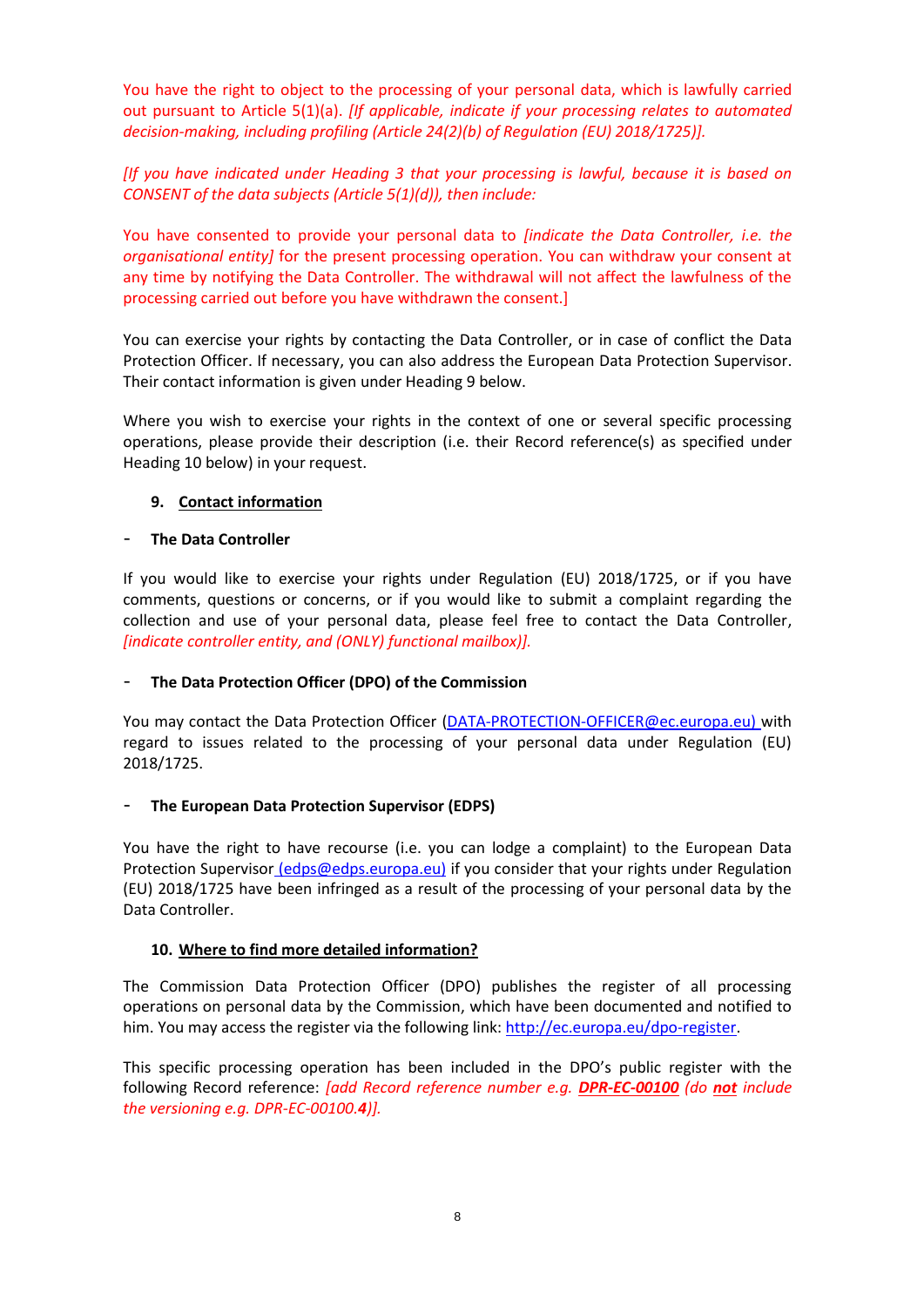You have the right to object to the processing of your personal data, which is lawfully carried out pursuant to Article 5(1)(a). *[If applicable, indicate if your processing relates to automated decision-making, including profiling (Article 24(2)(b) of Regulation (EU) 2018/1725)].*

*[If you have indicated under Heading 3 that your processing is lawful, because it is based on CONSENT of the data subjects (Article 5(1)(d)), then include:*

You have consented to provide your personal data to *[indicate the Data Controller, i.e. the organisational entity]* for the present processing operation. You can withdraw your consent at any time by notifying the Data Controller. The withdrawal will not affect the lawfulness of the processing carried out before you have withdrawn the consent.]

You can exercise your rights by contacting the Data Controller, or in case of conflict the Data Protection Officer. If necessary, you can also address the European Data Protection Supervisor. Their contact information is given under Heading 9 below.

Where you wish to exercise your rights in the context of one or several specific processing operations, please provide their description (i.e. their Record reference(s) as specified under Heading 10 below) in your request.

## 9. Contact information

- **The Data Controller**

If you would like to exercise your rights under Regulation (EU) 2018/1725, or if you have comments, questions or concerns, or if you would like to submit a complaint regarding the collection and use of your personal data, please feel free to contact the Data Controller, *[indicate controller entity, and (ONLY) functional mailbox)].*

- **The Data Protection Officer (DPO) of the Commission**

You may contact the Data Protection Officer (DATA-PROTECTION-OFFICER@ec.europa.eu) with regard to issues related to the processing of your personal data under Regulation (EU) 2018/1725.

- **The European Data Protection Supervisor (EDPS)**

You have the right to have recourse (i.e. you can lodge a complaint) to the European Data Protection Supervisor (edps@edps.europa.eu) if you consider that your rights under Regulation (EU) 2018/1725 have been infringed as a result of the processing of your personal data by the Data Controller.

## 10. Where to find more detailed information?

The Commission Data Protection Officer (DPO) publishes the register of all processing operations on personal data by the Commission, which have been documented and notified to him. You may access the register via the following link: http://ec.europa.eu/dpo-register.

This specific processing operation has been included in the DPO's public register with the following Record reference: *[add Record reference number e.g.* ***DPR-EC-00100*** *(do* ***not*** *include the versioning e.g. DPR-EC-00100.****4****)].*